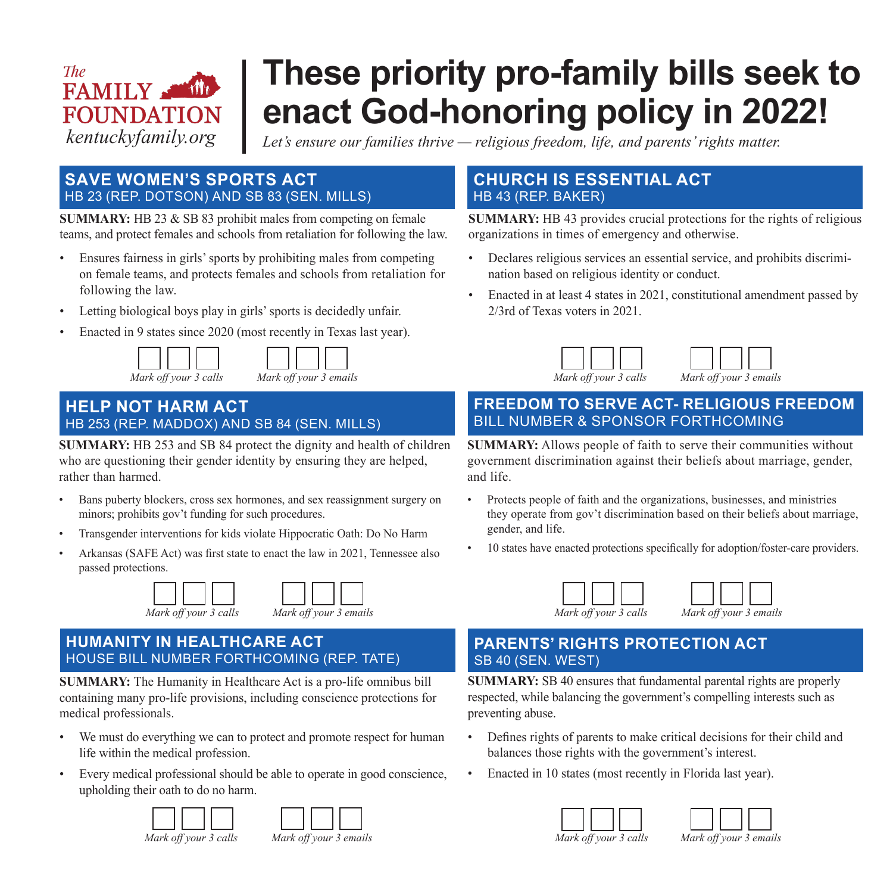The FAMILY FOUNDATION
kentuckyfamily.org

# These priority pro-family bills seek to enact God-honoring policy in 2022!

*Let's ensure our families thrive — religious freedom, life, and parents' rights matter.*

## SAVE WOMEN'S SPORTS ACT
HB 23 (REP. DOTSON) AND SB 83 (SEN. MILLS)

**SUMMARY:** HB 23 & SB 83 prohibit males from competing on female teams, and protect females and schools from retaliation for following the law.

- Ensures fairness in girls' sports by prohibiting males from competing on female teams, and protects females and schools from retaliation for following the law.
- Letting biological boys play in girls' sports is decidedly unfair.
- Enacted in 9 states since 2020 (most recently in Texas last year).

☐☐☐ *Mark off your 3 calls* ☐☐☐ *Mark off your 3 emails*

## HELP NOT HARM ACT
HB 253 (REP. MADDOX) AND SB 84 (SEN. MILLS)

**SUMMARY:** HB 253 and SB 84 protect the dignity and health of children who are questioning their gender identity by ensuring they are helped, rather than harmed.

- Bans puberty blockers, cross sex hormones, and sex reassignment surgery on minors; prohibits gov't funding for such procedures.
- Transgender interventions for kids violate Hippocratic Oath: Do No Harm
- Arkansas (SAFE Act) was first state to enact the law in 2021, Tennessee also passed protections.

☐☐☐ *Mark off your 3 calls* ☐☐☐ *Mark off your 3 emails*

## HUMANITY IN HEALTHCARE ACT
HOUSE BILL NUMBER FORTHCOMING (REP. TATE)

**SUMMARY:** The Humanity in Healthcare Act is a pro-life omnibus bill containing many pro-life provisions, including conscience protections for medical professionals.

- We must do everything we can to protect and promote respect for human life within the medical profession.
- Every medical professional should be able to operate in good conscience, upholding their oath to do no harm.

☐☐☐ *Mark off your 3 calls* ☐☐☐ *Mark off your 3 emails*

## CHURCH IS ESSENTIAL ACT
HB 43 (REP. BAKER)

**SUMMARY:** HB 43 provides crucial protections for the rights of religious organizations in times of emergency and otherwise.

- Declares religious services an essential service, and prohibits discrimination based on religious identity or conduct.
- Enacted in at least 4 states in 2021, constitutional amendment passed by 2/3rd of Texas voters in 2021.

☐☐☐ *Mark off your 3 calls* ☐☐☐ *Mark off your 3 emails*

## FREEDOM TO SERVE ACT- RELIGIOUS FREEDOM
BILL NUMBER & SPONSOR FORTHCOMING

**SUMMARY:** Allows people of faith to serve their communities without government discrimination against their beliefs about marriage, gender, and life.

- Protects people of faith and the organizations, businesses, and ministries they operate from gov't discrimination based on their beliefs about marriage, gender, and life.
- 10 states have enacted protections specifically for adoption/foster-care providers.

☐☐☐ *Mark off your 3 calls* ☐☐☐ *Mark off your 3 emails*

## PARENTS' RIGHTS PROTECTION ACT
SB 40 (SEN. WEST)

**SUMMARY:** SB 40 ensures that fundamental parental rights are properly respected, while balancing the government's compelling interests such as preventing abuse.

- Defines rights of parents to make critical decisions for their child and balances those rights with the government's interest.
- Enacted in 10 states (most recently in Florida last year).

☐☐☐ *Mark off your 3 calls* ☐☐☐ *Mark off your 3 emails*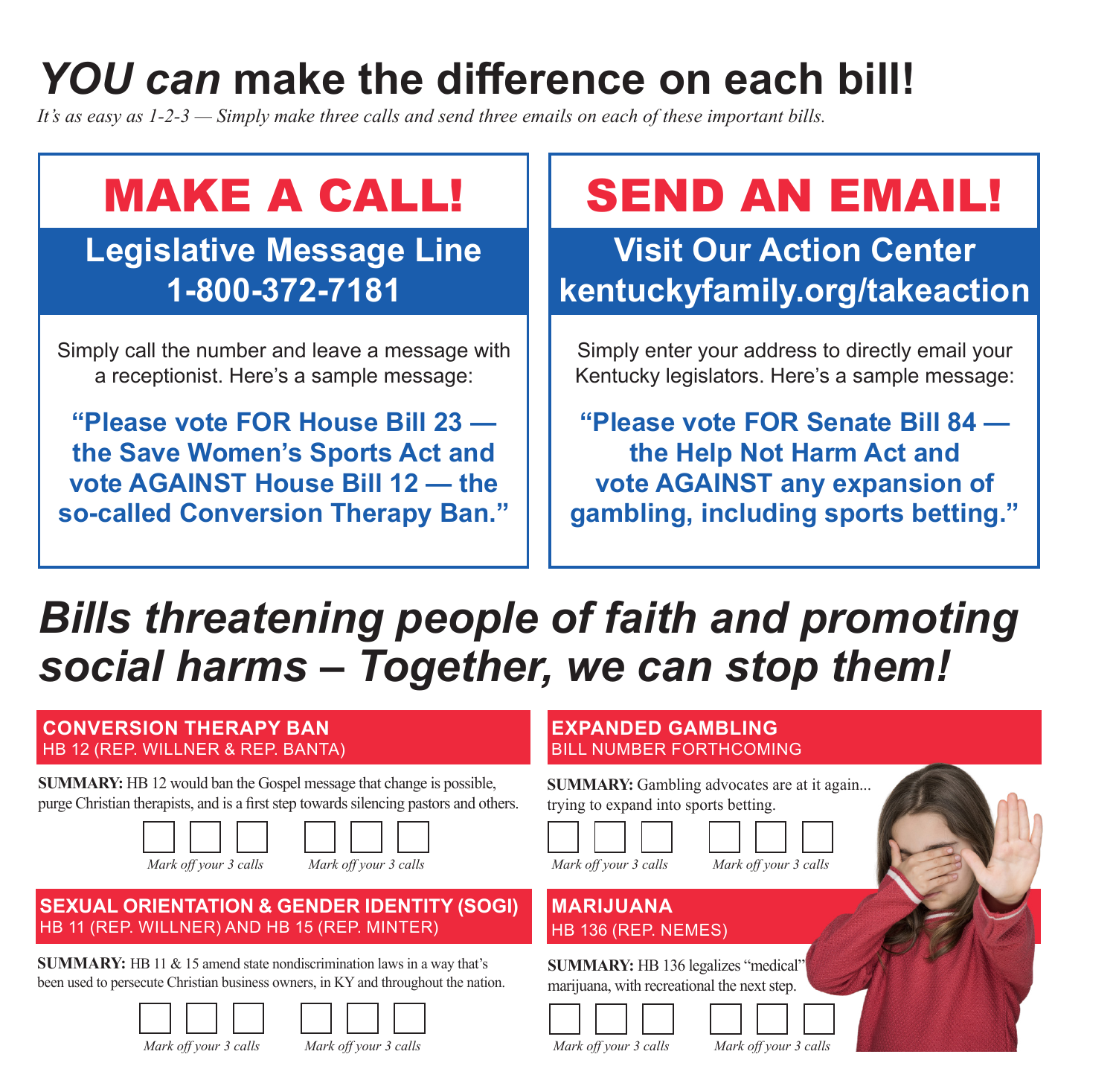# *YOU can* make the difference on each bill!

*It's as easy as 1-2-3 — Simply make three calls and send three emails on each of these important bills.*

## MAKE A CALL!

### Legislative Message Line 1-800-372-7181

Simply call the number and leave a message with a receptionist. Here's a sample message:

**"Please vote FOR House Bill 23 — the Save Women's Sports Act and vote AGAINST House Bill 12 — the so-called Conversion Therapy Ban."**

## SEND AN EMAIL!

### Visit Our Action Center kentuckyfamily.org/takeaction

Simply enter your address to directly email your Kentucky legislators. Here's a sample message:

**"Please vote FOR Senate Bill 84 — the Help Not Harm Act and vote AGAINST any expansion of gambling, including sports betting."**

# *Bills threatening people of faith and promoting social harms – Together, we can stop them!*

### CONVERSION THERAPY BAN
HB 12 (REP. WILLNER & REP. BANTA)

**SUMMARY:** HB 12 would ban the Gospel message that change is possible, purge Christian therapists, and is a first step towards silencing pastors and others.

☐ ☐ ☐ *Mark off your 3 calls* ☐ ☐ ☐ *Mark off your 3 calls*

### SEXUAL ORIENTATION & GENDER IDENTITY (SOGI)
HB 11 (REP. WILLNER) AND HB 15 (REP. MINTER)

**SUMMARY:** HB 11 & 15 amend state nondiscrimination laws in a way that's been used to persecute Christian business owners, in KY and throughout the nation.

☐ ☐ ☐ *Mark off your 3 calls* ☐ ☐ ☐ *Mark off your 3 calls*

### EXPANDED GAMBLING
BILL NUMBER FORTHCOMING

**SUMMARY:** Gambling advocates are at it again... trying to expand into sports betting.

☐ ☐ ☐ *Mark off your 3 calls* ☐ ☐ ☐ *Mark off your 3 calls*

### MARIJUANA
HB 136 (REP. NEMES)

**SUMMARY:** HB 136 legalizes "medical" marijuana, with recreational the next step.

☐ ☐ ☐ *Mark off your 3 calls* ☐ ☐ ☐ *Mark off your 3 calls*